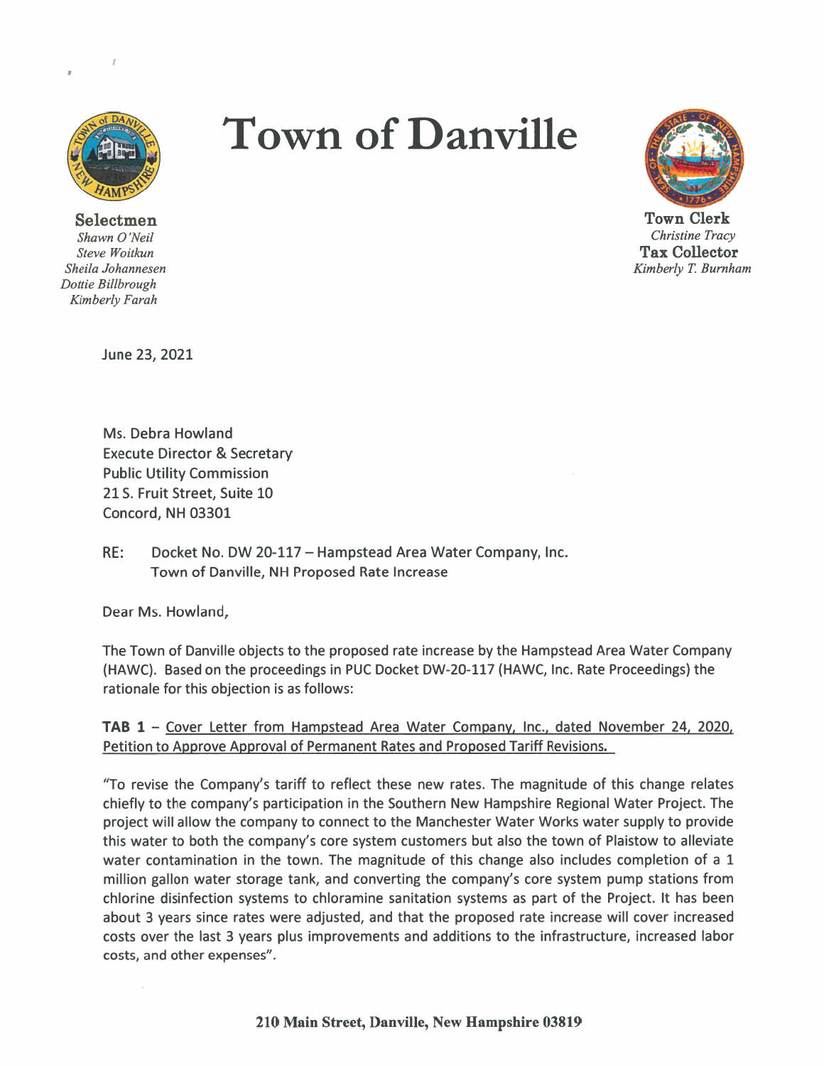# Town of Danville

**Selectmen**
*Shawn O'Neil*
*Steve Woitkun*
*Sheila Johannesen*
*Dottie Billbrough*
*Kimberly Farah*

**Town Clerk**
*Christine Tracy*
**Tax Collector**
*Kimberly T. Burnham*

June 23, 2021

Ms. Debra Howland
Execute Director & Secretary
Public Utility Commission
21 S. Fruit Street, Suite 10
Concord, NH 03301

RE: Docket No. DW 20-117 – Hampstead Area Water Company, Inc.
Town of Danville, NH Proposed Rate Increase

Dear Ms. Howland,

The Town of Danville objects to the proposed rate increase by the Hampstead Area Water Company (HAWC). Based on the proceedings in PUC Docket DW-20-117 (HAWC, Inc. Rate Proceedings) the rationale for this objection is as follows:

**TAB 1** – Cover Letter from Hampstead Area Water Company, Inc., dated November 24, 2020, Petition to Approve Approval of Permanent Rates and Proposed Tariff Revisions.

"To revise the Company's tariff to reflect these new rates. The magnitude of this change relates chiefly to the company's participation in the Southern New Hampshire Regional Water Project. The project will allow the company to connect to the Manchester Water Works water supply to provide this water to both the company's core system customers but also the town of Plaistow to alleviate water contamination in the town. The magnitude of this change also includes completion of a 1 million gallon water storage tank, and converting the company's core system pump stations from chlorine disinfection systems to chloramine sanitation systems as part of the Project. It has been about 3 years since rates were adjusted, and that the proposed rate increase will cover increased costs over the last 3 years plus improvements and additions to the infrastructure, increased labor costs, and other expenses".

210 Main Street, Danville, New Hampshire 03819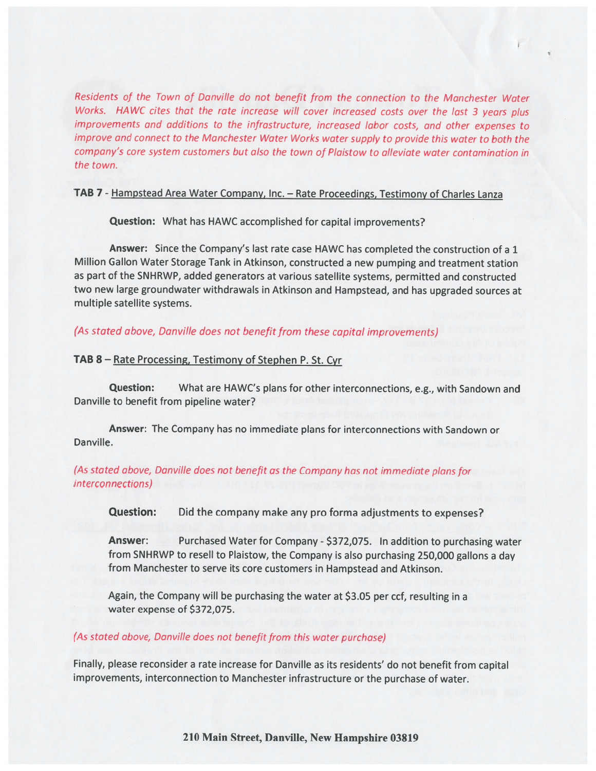*Residents of the Town of Danville do not benefit from the connection to the Manchester Water Works. HAWC cites that the rate increase will cover increased costs over the last 3 years plus improvements and additions to the infrastructure, increased labor costs, and other expenses to improve and connect to the Manchester Water Works water supply to provide this water to both the company's core system customers but also the town of Plaistow to alleviate water contamination in the town.*

**TAB 7** - Hampstead Area Water Company, Inc. – Rate Proceedings, Testimony of Charles Lanza

**Question:** What has HAWC accomplished for capital improvements?

**Answer:** Since the Company's last rate case HAWC has completed the construction of a 1 Million Gallon Water Storage Tank in Atkinson, constructed a new pumping and treatment station as part of the SNHRWP, added generators at various satellite systems, permitted and constructed two new large groundwater withdrawals in Atkinson and Hampstead, and has upgraded sources at multiple satellite systems.

*(As stated above, Danville does not benefit from these capital improvements)*

**TAB 8** – Rate Processing, Testimony of Stephen P. St. Cyr

**Question:** What are HAWC's plans for other interconnections, e.g., with Sandown and Danville to benefit from pipeline water?

**Answer**: The Company has no immediate plans for interconnections with Sandown or Danville.

*(As stated above, Danville does not benefit as the Company has not immediate plans for interconnections)*

**Question:** Did the company make any pro forma adjustments to expenses?

**Answer**: Purchased Water for Company - $372,075. In addition to purchasing water from SNHRWP to resell to Plaistow, the Company is also purchasing 250,000 gallons a day from Manchester to serve its core customers in Hampstead and Atkinson.

Again, the Company will be purchasing the water at $3.05 per ccf, resulting in a water expense of $372,075.

*(As stated above, Danville does not benefit from this water purchase)*

Finally, please reconsider a rate increase for Danville as its residents' do not benefit from capital improvements, interconnection to Manchester infrastructure or the purchase of water.

**210 Main Street, Danville, New Hampshire 03819**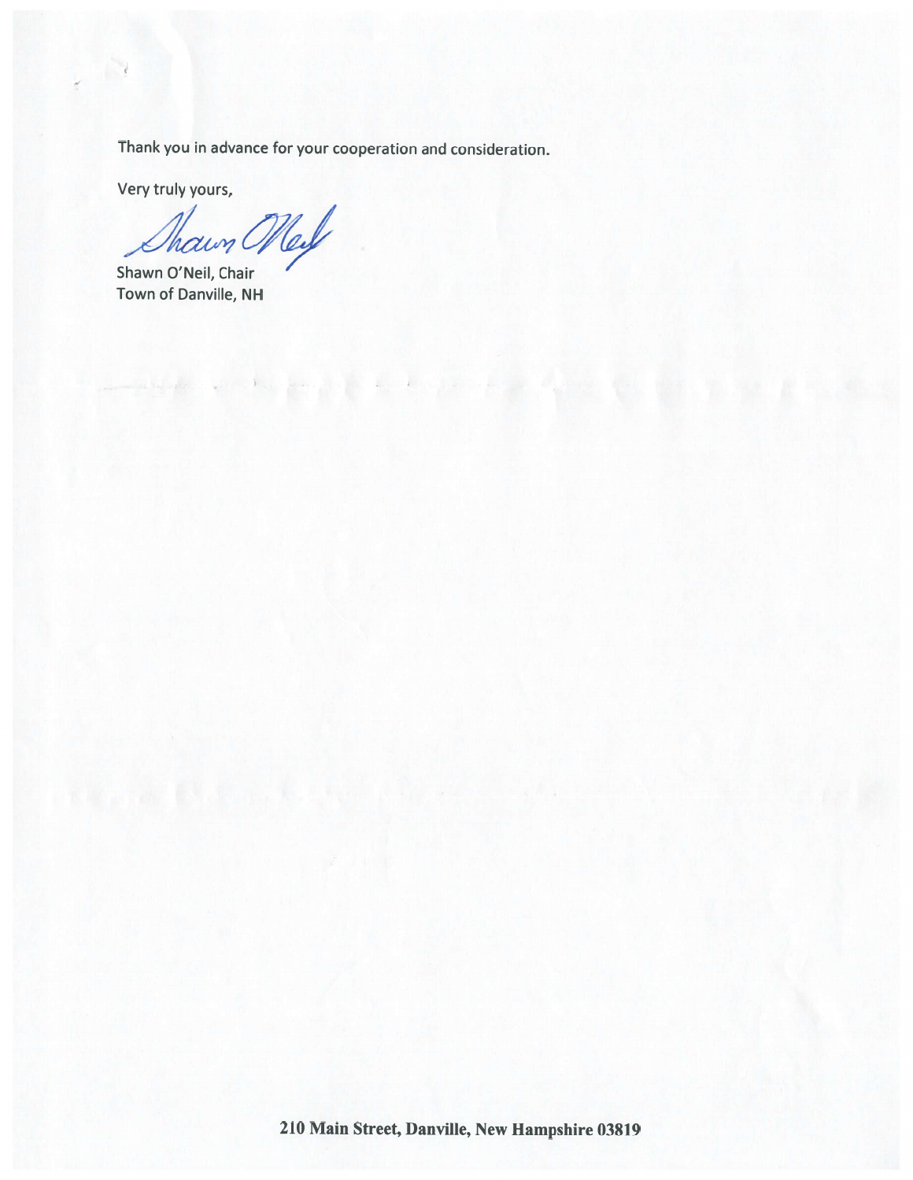Thank you in advance for your cooperation and consideration.

Very truly yours,

Shawn O'Neil, Chair
Town of Danville, NH

**210 Main Street, Danville, New Hampshire 03819**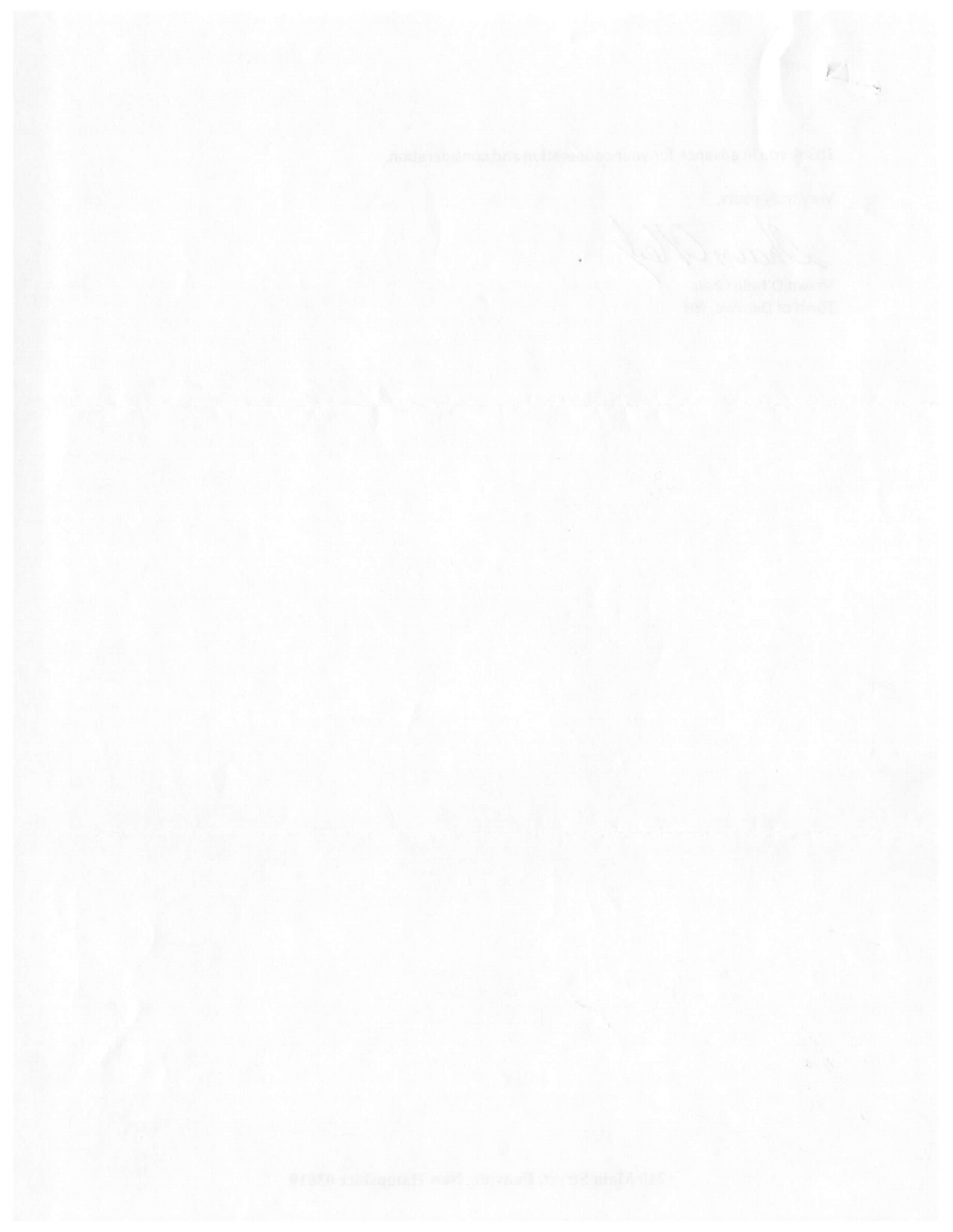Thank you in advance for your cooperation and consideration.

Very truly yours,